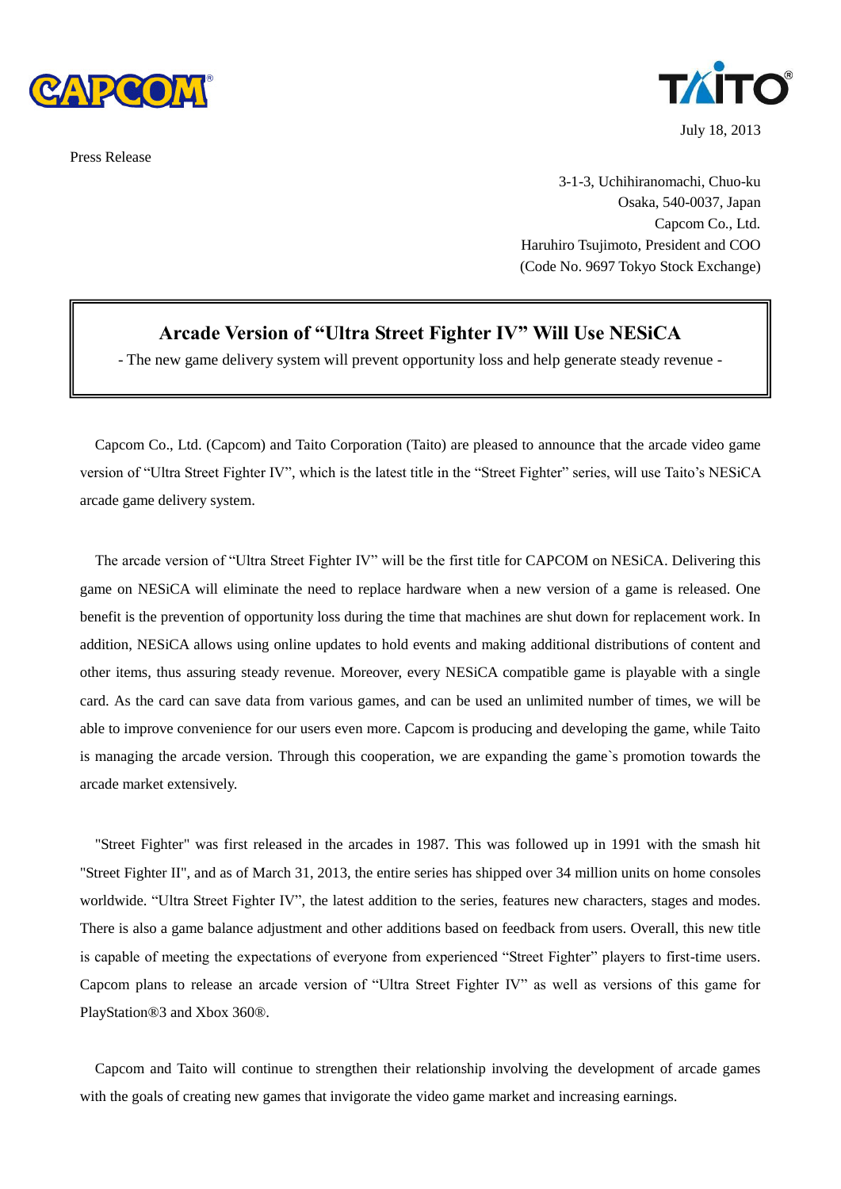CAPCOM TAITO

July 18, 2013

Press Release

3-1-3, Uchihiranomachi, Chuo-ku
Osaka, 540-0037, Japan
Capcom Co., Ltd.
Haruhiro Tsujimoto, President and COO
(Code No. 9697 Tokyo Stock Exchange)

# Arcade Version of "Ultra Street Fighter IV" Will Use NESiCA

- The new game delivery system will prevent opportunity loss and help generate steady revenue -

Capcom Co., Ltd. (Capcom) and Taito Corporation (Taito) are pleased to announce that the arcade video game version of "Ultra Street Fighter IV", which is the latest title in the "Street Fighter" series, will use Taito's NESiCA arcade game delivery system.

The arcade version of "Ultra Street Fighter IV" will be the first title for CAPCOM on NESiCA. Delivering this game on NESiCA will eliminate the need to replace hardware when a new version of a game is released. One benefit is the prevention of opportunity loss during the time that machines are shut down for replacement work. In addition, NESiCA allows using online updates to hold events and making additional distributions of content and other items, thus assuring steady revenue. Moreover, every NESiCA compatible game is playable with a single card. As the card can save data from various games, and can be used an unlimited number of times, we will be able to improve convenience for our users even more. Capcom is producing and developing the game, while Taito is managing the arcade version. Through this cooperation, we are expanding the game`s promotion towards the arcade market extensively.

"Street Fighter" was first released in the arcades in 1987. This was followed up in 1991 with the smash hit "Street Fighter II", and as of March 31, 2013, the entire series has shipped over 34 million units on home consoles worldwide. "Ultra Street Fighter IV", the latest addition to the series, features new characters, stages and modes. There is also a game balance adjustment and other additions based on feedback from users. Overall, this new title is capable of meeting the expectations of everyone from experienced "Street Fighter" players to first-time users. Capcom plans to release an arcade version of "Ultra Street Fighter IV" as well as versions of this game for PlayStation®3 and Xbox 360®.

Capcom and Taito will continue to strengthen their relationship involving the development of arcade games with the goals of creating new games that invigorate the video game market and increasing earnings.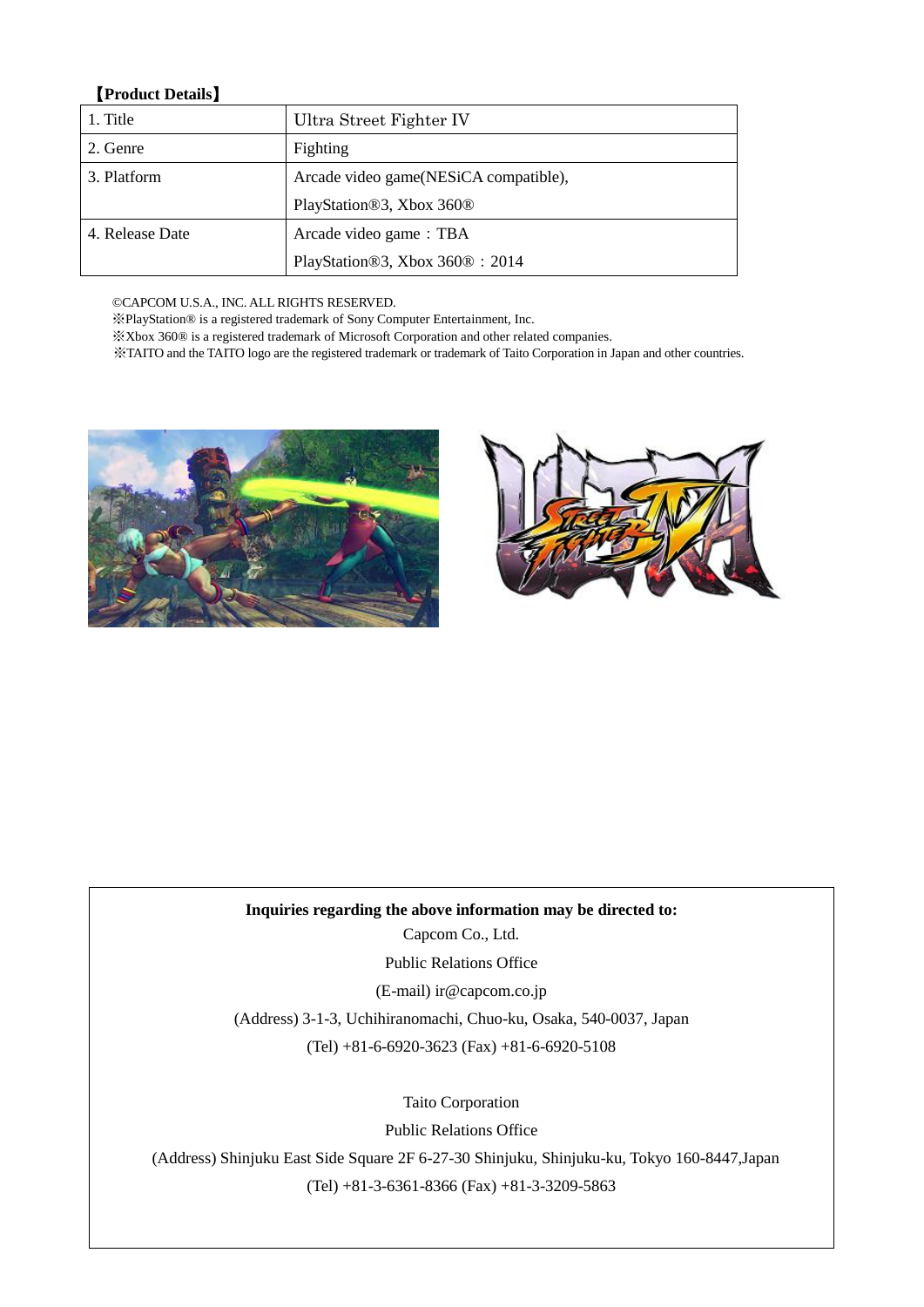**【Product Details】**

| | |
|---|---|
| 1. Title | Ultra Street Fighter IV |
| 2. Genre | Fighting |
| 3. Platform | Arcade video game(NESiCA compatible),<br>PlayStation®3, Xbox 360® |
| 4. Release Date | Arcade video game：TBA<br>PlayStation®3, Xbox 360®：2014 |

©CAPCOM U.S.A., INC. ALL RIGHTS RESERVED.

※PlayStation® is a registered trademark of Sony Computer Entertainment, Inc.

※Xbox 360® is a registered trademark of Microsoft Corporation and other related companies.

※TAITO and the TAITO logo are the registered trademark or trademark of Taito Corporation in Japan and other countries.

**Inquiries regarding the above information may be directed to:**

Capcom Co., Ltd.

Public Relations Office

(E-mail) ir@capcom.co.jp

(Address) 3-1-3, Uchihiranomachi, Chuo-ku, Osaka, 540-0037, Japan

(Tel) +81-6-6920-3623 (Fax) +81-6-6920-5108

Taito Corporation

Public Relations Office

(Address) Shinjuku East Side Square 2F 6-27-30 Shinjuku, Shinjuku-ku, Tokyo 160-8447,Japan

(Tel) +81-3-6361-8366 (Fax) +81-3-3209-5863